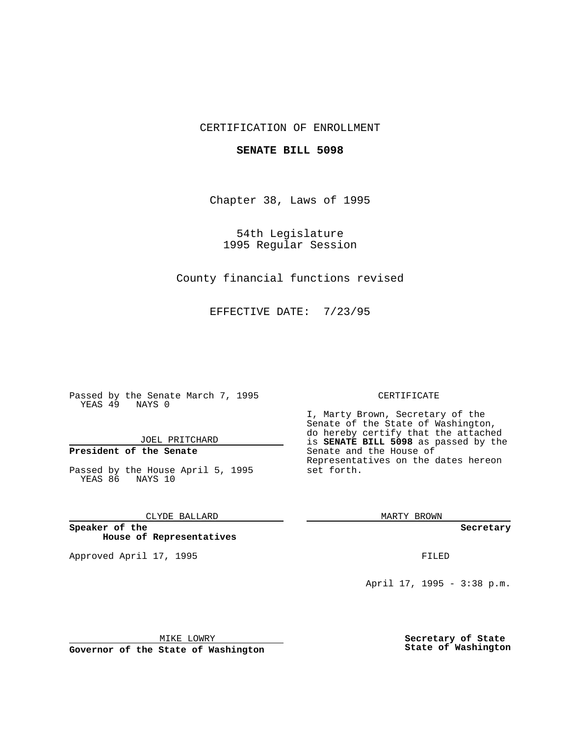CERTIFICATION OF ENROLLMENT

**SENATE BILL 5098**

Chapter 38, Laws of 1995

54th Legislature
1995 Regular Session

County financial functions revised

EFFECTIVE DATE: 7/23/95

Passed by the Senate March 7, 1995
YEAS 49 NAYS 0

JOEL PRITCHARD

**President of the Senate**

Passed by the House April 5, 1995
YEAS 86 NAYS 10

CLYDE BALLARD

**Speaker of the House of Representatives**

Approved April 17, 1995

MIKE LOWRY

**Governor of the State of Washington**

CERTIFICATE

I, Marty Brown, Secretary of the Senate of the State of Washington, do hereby certify that the attached is **SENATE BILL 5098** as passed by the Senate and the House of Representatives on the dates hereon set forth.

MARTY BROWN

**Secretary**

FILED

April 17, 1995 - 3:38 p.m.

**Secretary of State**
**State of Washington**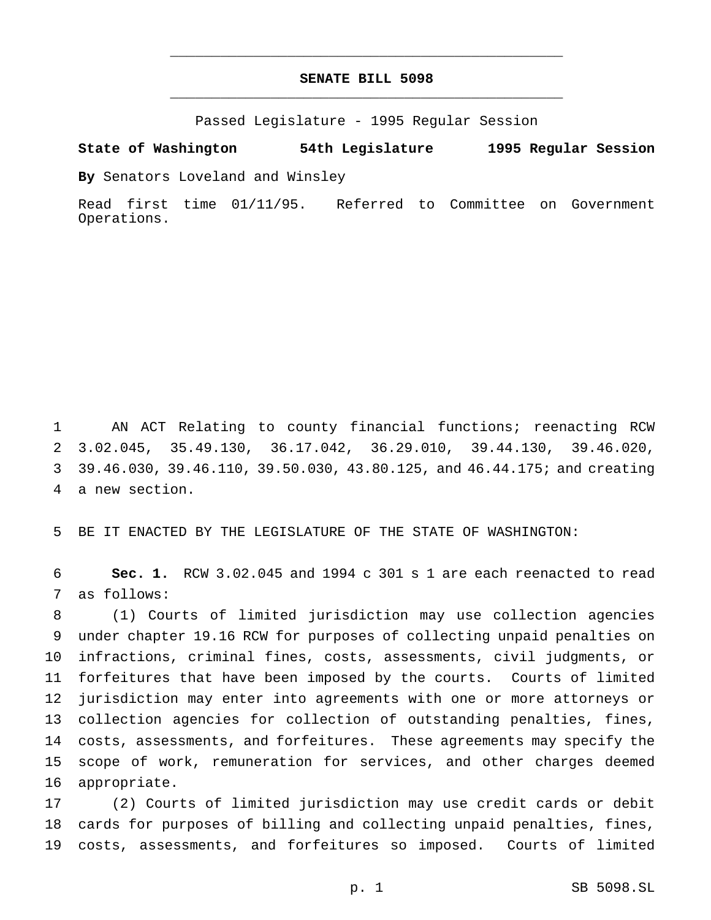# SENATE BILL 5098

Passed Legislature - 1995 Regular Session

**State of Washington 54th Legislature 1995 Regular Session**

**By** Senators Loveland and Winsley

Read first time 01/11/95. Referred to Committee on Government Operations.

AN ACT Relating to county financial functions; reenacting RCW 3.02.045, 35.49.130, 36.17.042, 36.29.010, 39.44.130, 39.46.020, 39.46.030, 39.46.110, 39.50.030, 43.80.125, and 46.44.175; and creating a new section.

BE IT ENACTED BY THE LEGISLATURE OF THE STATE OF WASHINGTON:

**Sec. 1.** RCW 3.02.045 and 1994 c 301 s 1 are each reenacted to read as follows:

(1) Courts of limited jurisdiction may use collection agencies under chapter 19.16 RCW for purposes of collecting unpaid penalties on infractions, criminal fines, costs, assessments, civil judgments, or forfeitures that have been imposed by the courts. Courts of limited jurisdiction may enter into agreements with one or more attorneys or collection agencies for collection of outstanding penalties, fines, costs, assessments, and forfeitures. These agreements may specify the scope of work, remuneration for services, and other charges deemed appropriate.

(2) Courts of limited jurisdiction may use credit cards or debit cards for purposes of billing and collecting unpaid penalties, fines, costs, assessments, and forfeitures so imposed. Courts of limited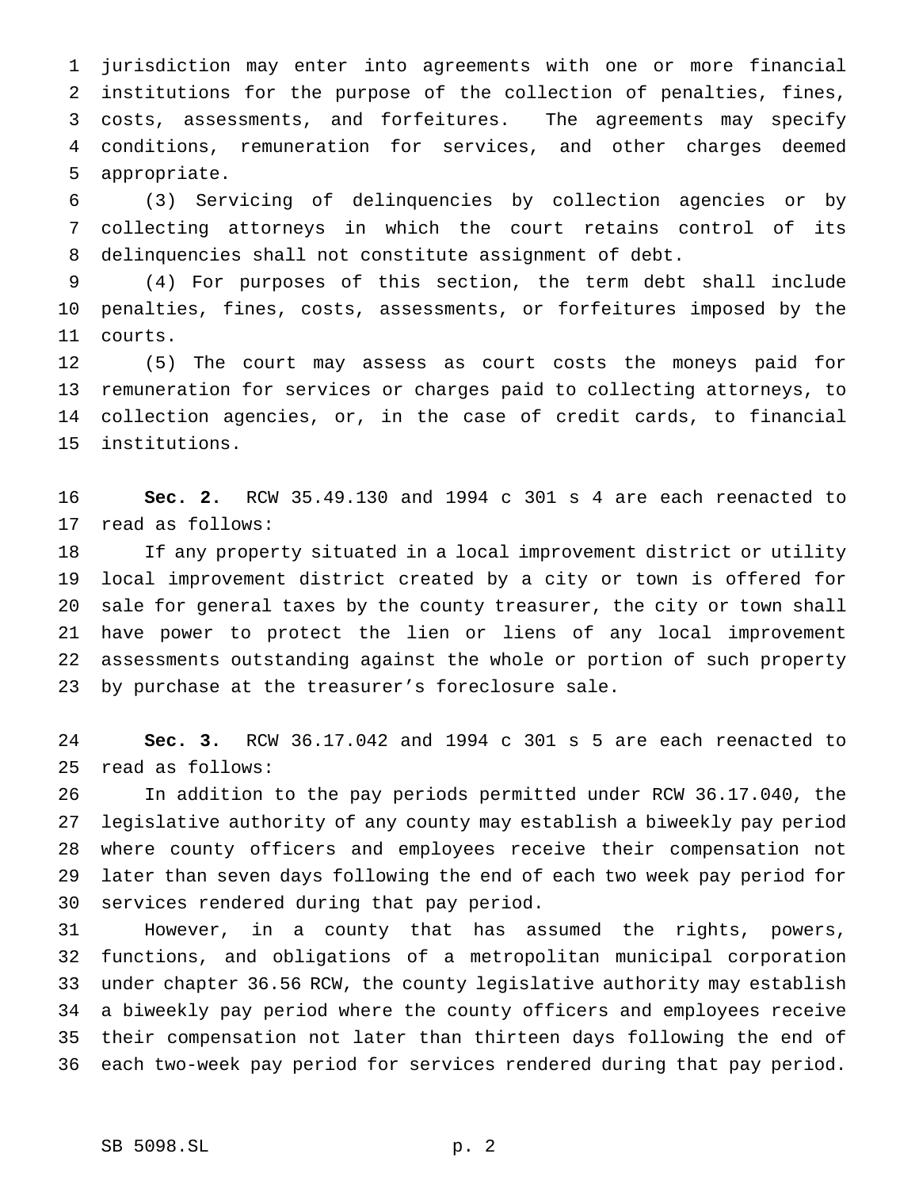jurisdiction may enter into agreements with one or more financial institutions for the purpose of the collection of penalties, fines, costs, assessments, and forfeitures. The agreements may specify conditions, remuneration for services, and other charges deemed appropriate.

(3) Servicing of delinquencies by collection agencies or by collecting attorneys in which the court retains control of its delinquencies shall not constitute assignment of debt.

(4) For purposes of this section, the term debt shall include penalties, fines, costs, assessments, or forfeitures imposed by the courts.

(5) The court may assess as court costs the moneys paid for remuneration for services or charges paid to collecting attorneys, to collection agencies, or, in the case of credit cards, to financial institutions.

**Sec. 2.** RCW 35.49.130 and 1994 c 301 s 4 are each reenacted to read as follows:

If any property situated in a local improvement district or utility local improvement district created by a city or town is offered for sale for general taxes by the county treasurer, the city or town shall have power to protect the lien or liens of any local improvement assessments outstanding against the whole or portion of such property by purchase at the treasurer's foreclosure sale.

**Sec. 3.** RCW 36.17.042 and 1994 c 301 s 5 are each reenacted to read as follows:

In addition to the pay periods permitted under RCW 36.17.040, the legislative authority of any county may establish a biweekly pay period where county officers and employees receive their compensation not later than seven days following the end of each two week pay period for services rendered during that pay period.

However, in a county that has assumed the rights, powers, functions, and obligations of a metropolitan municipal corporation under chapter 36.56 RCW, the county legislative authority may establish a biweekly pay period where the county officers and employees receive their compensation not later than thirteen days following the end of each two-week pay period for services rendered during that pay period.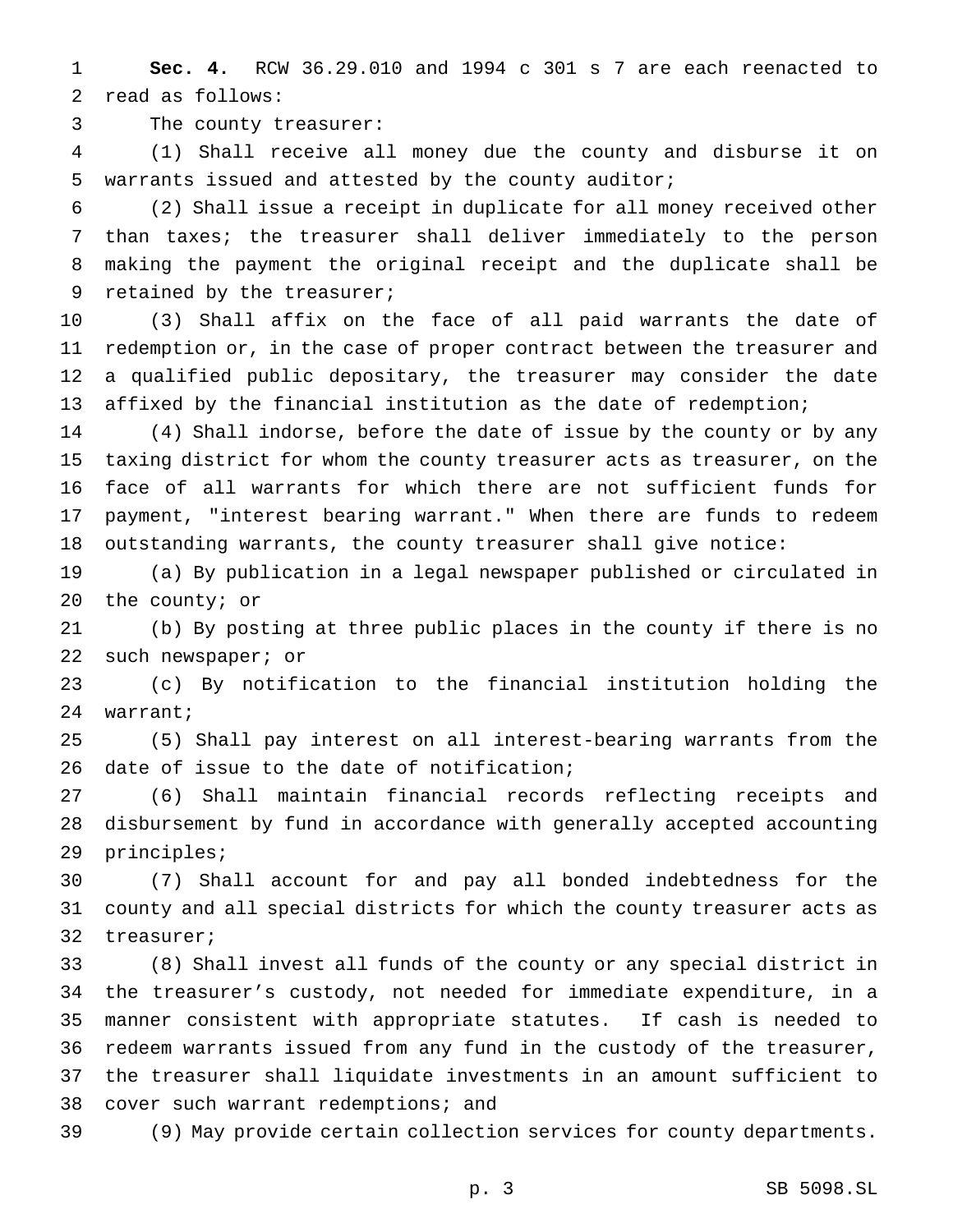**Sec. 4.** RCW 36.29.010 and 1994 c 301 s 7 are each reenacted to read as follows:

The county treasurer:

(1) Shall receive all money due the county and disburse it on warrants issued and attested by the county auditor;

(2) Shall issue a receipt in duplicate for all money received other than taxes; the treasurer shall deliver immediately to the person making the payment the original receipt and the duplicate shall be retained by the treasurer;

(3) Shall affix on the face of all paid warrants the date of redemption or, in the case of proper contract between the treasurer and a qualified public depositary, the treasurer may consider the date affixed by the financial institution as the date of redemption;

(4) Shall indorse, before the date of issue by the county or by any taxing district for whom the county treasurer acts as treasurer, on the face of all warrants for which there are not sufficient funds for payment, "interest bearing warrant." When there are funds to redeem outstanding warrants, the county treasurer shall give notice:

(a) By publication in a legal newspaper published or circulated in the county; or

(b) By posting at three public places in the county if there is no such newspaper; or

(c) By notification to the financial institution holding the warrant;

(5) Shall pay interest on all interest-bearing warrants from the date of issue to the date of notification;

(6) Shall maintain financial records reflecting receipts and disbursement by fund in accordance with generally accepted accounting principles;

(7) Shall account for and pay all bonded indebtedness for the county and all special districts for which the county treasurer acts as treasurer;

(8) Shall invest all funds of the county or any special district in the treasurer's custody, not needed for immediate expenditure, in a manner consistent with appropriate statutes. If cash is needed to redeem warrants issued from any fund in the custody of the treasurer, the treasurer shall liquidate investments in an amount sufficient to cover such warrant redemptions; and

(9) May provide certain collection services for county departments.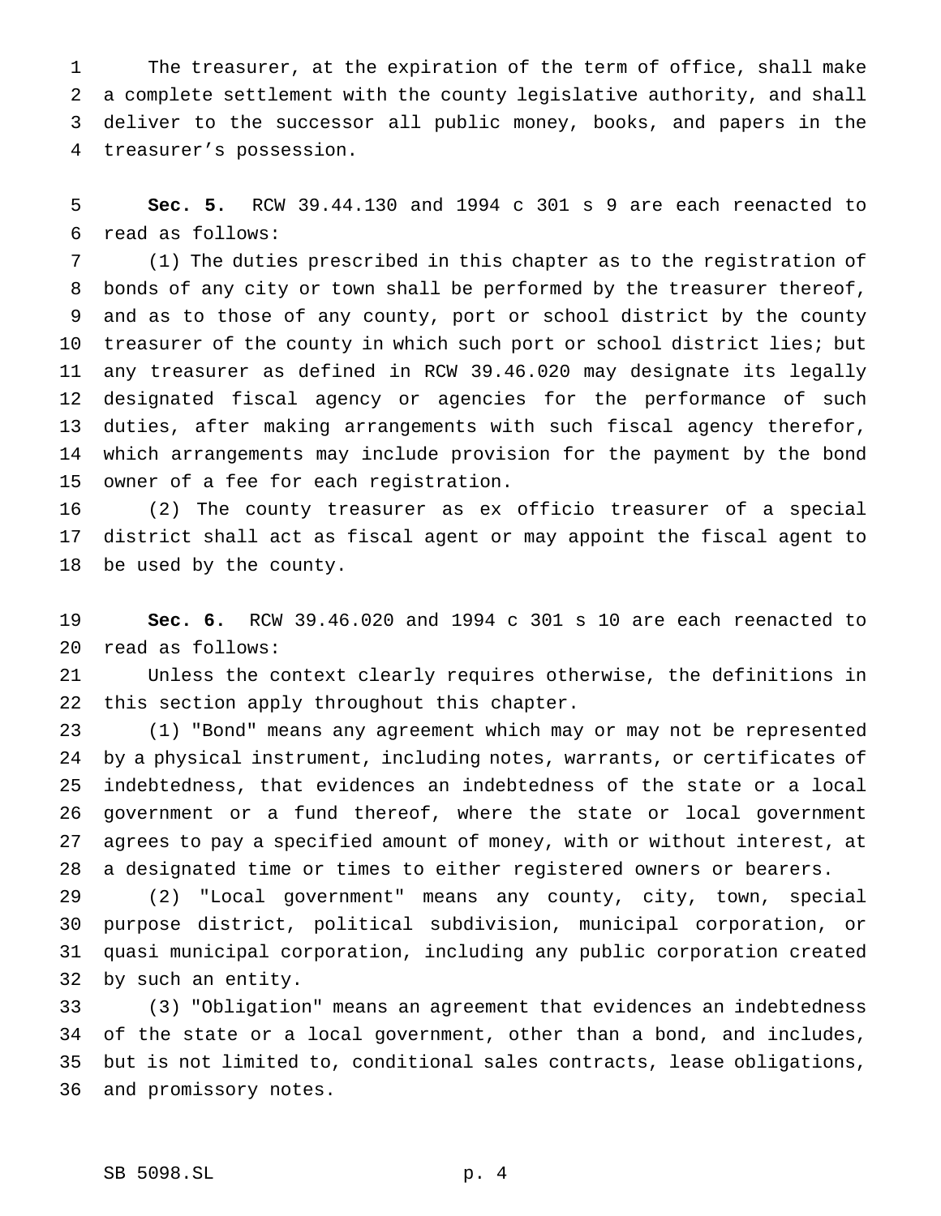The treasurer, at the expiration of the term of office, shall make a complete settlement with the county legislative authority, and shall deliver to the successor all public money, books, and papers in the treasurer's possession.

**Sec. 5.** RCW 39.44.130 and 1994 c 301 s 9 are each reenacted to read as follows:

(1) The duties prescribed in this chapter as to the registration of bonds of any city or town shall be performed by the treasurer thereof, and as to those of any county, port or school district by the county treasurer of the county in which such port or school district lies; but any treasurer as defined in RCW 39.46.020 may designate its legally designated fiscal agency or agencies for the performance of such duties, after making arrangements with such fiscal agency therefor, which arrangements may include provision for the payment by the bond owner of a fee for each registration.

(2) The county treasurer as ex officio treasurer of a special district shall act as fiscal agent or may appoint the fiscal agent to be used by the county.

**Sec. 6.** RCW 39.46.020 and 1994 c 301 s 10 are each reenacted to read as follows:

Unless the context clearly requires otherwise, the definitions in this section apply throughout this chapter.

(1) "Bond" means any agreement which may or may not be represented by a physical instrument, including notes, warrants, or certificates of indebtedness, that evidences an indebtedness of the state or a local government or a fund thereof, where the state or local government agrees to pay a specified amount of money, with or without interest, at a designated time or times to either registered owners or bearers.

(2) "Local government" means any county, city, town, special purpose district, political subdivision, municipal corporation, or quasi municipal corporation, including any public corporation created by such an entity.

(3) "Obligation" means an agreement that evidences an indebtedness of the state or a local government, other than a bond, and includes, but is not limited to, conditional sales contracts, lease obligations, and promissory notes.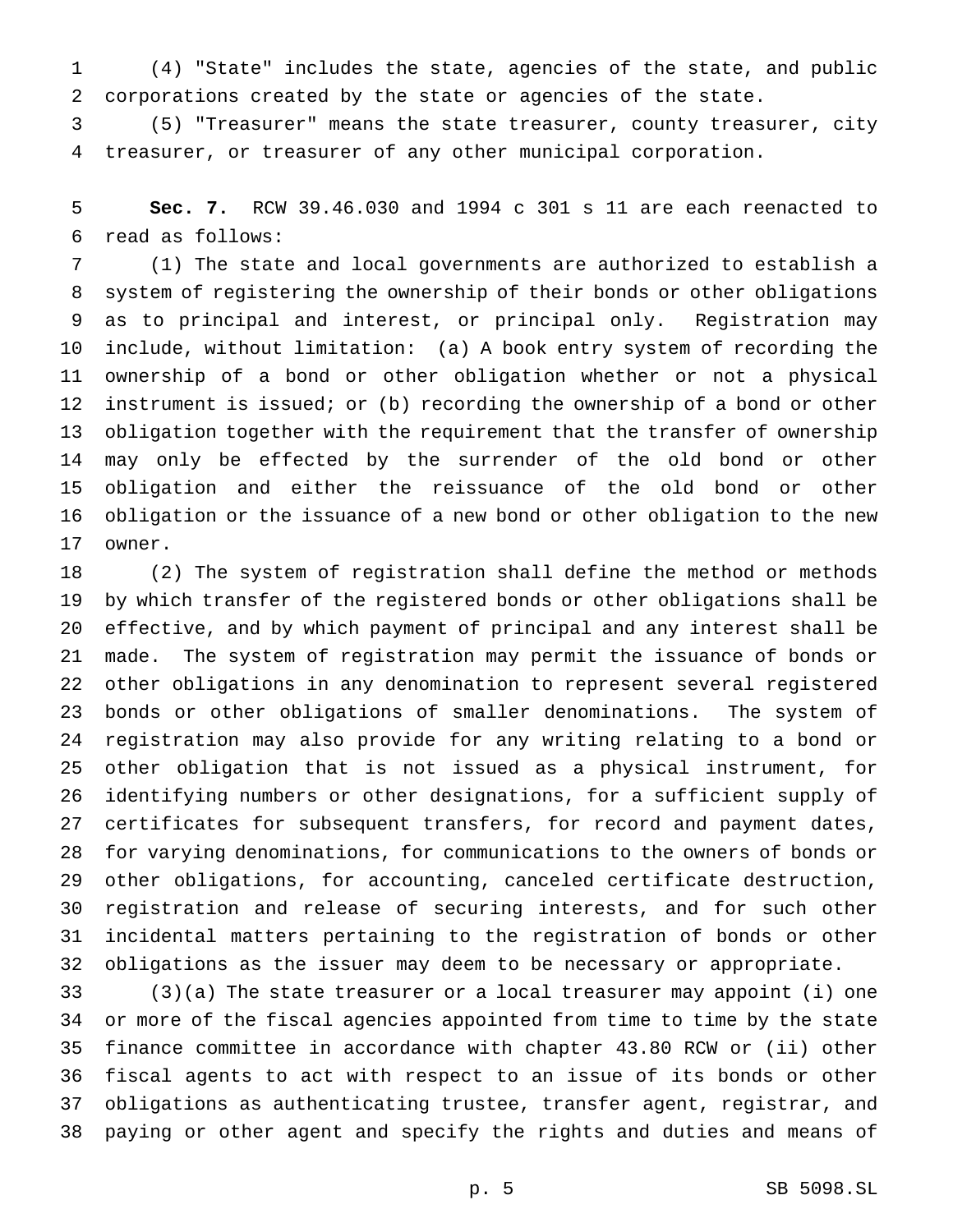(4) "State" includes the state, agencies of the state, and public corporations created by the state or agencies of the state.

(5) "Treasurer" means the state treasurer, county treasurer, city treasurer, or treasurer of any other municipal corporation.

**Sec. 7.** RCW 39.46.030 and 1994 c 301 s 11 are each reenacted to read as follows:

(1) The state and local governments are authorized to establish a system of registering the ownership of their bonds or other obligations as to principal and interest, or principal only. Registration may include, without limitation: (a) A book entry system of recording the ownership of a bond or other obligation whether or not a physical instrument is issued; or (b) recording the ownership of a bond or other obligation together with the requirement that the transfer of ownership may only be effected by the surrender of the old bond or other obligation and either the reissuance of the old bond or other obligation or the issuance of a new bond or other obligation to the new owner.

(2) The system of registration shall define the method or methods by which transfer of the registered bonds or other obligations shall be effective, and by which payment of principal and any interest shall be made. The system of registration may permit the issuance of bonds or other obligations in any denomination to represent several registered bonds or other obligations of smaller denominations. The system of registration may also provide for any writing relating to a bond or other obligation that is not issued as a physical instrument, for identifying numbers or other designations, for a sufficient supply of certificates for subsequent transfers, for record and payment dates, for varying denominations, for communications to the owners of bonds or other obligations, for accounting, canceled certificate destruction, registration and release of securing interests, and for such other incidental matters pertaining to the registration of bonds or other obligations as the issuer may deem to be necessary or appropriate.

(3)(a) The state treasurer or a local treasurer may appoint (i) one or more of the fiscal agencies appointed from time to time by the state finance committee in accordance with chapter 43.80 RCW or (ii) other fiscal agents to act with respect to an issue of its bonds or other obligations as authenticating trustee, transfer agent, registrar, and paying or other agent and specify the rights and duties and means of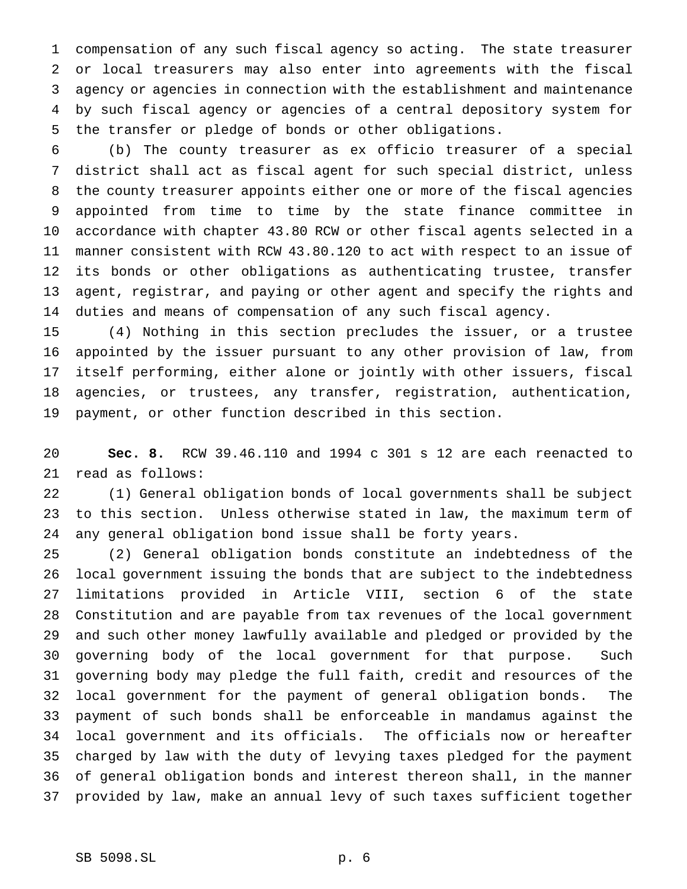compensation of any such fiscal agency so acting. The state treasurer or local treasurers may also enter into agreements with the fiscal agency or agencies in connection with the establishment and maintenance by such fiscal agency or agencies of a central depository system for the transfer or pledge of bonds or other obligations.

(b) The county treasurer as ex officio treasurer of a special district shall act as fiscal agent for such special district, unless the county treasurer appoints either one or more of the fiscal agencies appointed from time to time by the state finance committee in accordance with chapter 43.80 RCW or other fiscal agents selected in a manner consistent with RCW 43.80.120 to act with respect to an issue of its bonds or other obligations as authenticating trustee, transfer agent, registrar, and paying or other agent and specify the rights and duties and means of compensation of any such fiscal agency.

(4) Nothing in this section precludes the issuer, or a trustee appointed by the issuer pursuant to any other provision of law, from itself performing, either alone or jointly with other issuers, fiscal agencies, or trustees, any transfer, registration, authentication, payment, or other function described in this section.

**Sec. 8.** RCW 39.46.110 and 1994 c 301 s 12 are each reenacted to read as follows:

(1) General obligation bonds of local governments shall be subject to this section. Unless otherwise stated in law, the maximum term of any general obligation bond issue shall be forty years.

(2) General obligation bonds constitute an indebtedness of the local government issuing the bonds that are subject to the indebtedness limitations provided in Article VIII, section 6 of the state Constitution and are payable from tax revenues of the local government and such other money lawfully available and pledged or provided by the governing body of the local government for that purpose. Such governing body may pledge the full faith, credit and resources of the local government for the payment of general obligation bonds. The payment of such bonds shall be enforceable in mandamus against the local government and its officials. The officials now or hereafter charged by law with the duty of levying taxes pledged for the payment of general obligation bonds and interest thereon shall, in the manner provided by law, make an annual levy of such taxes sufficient together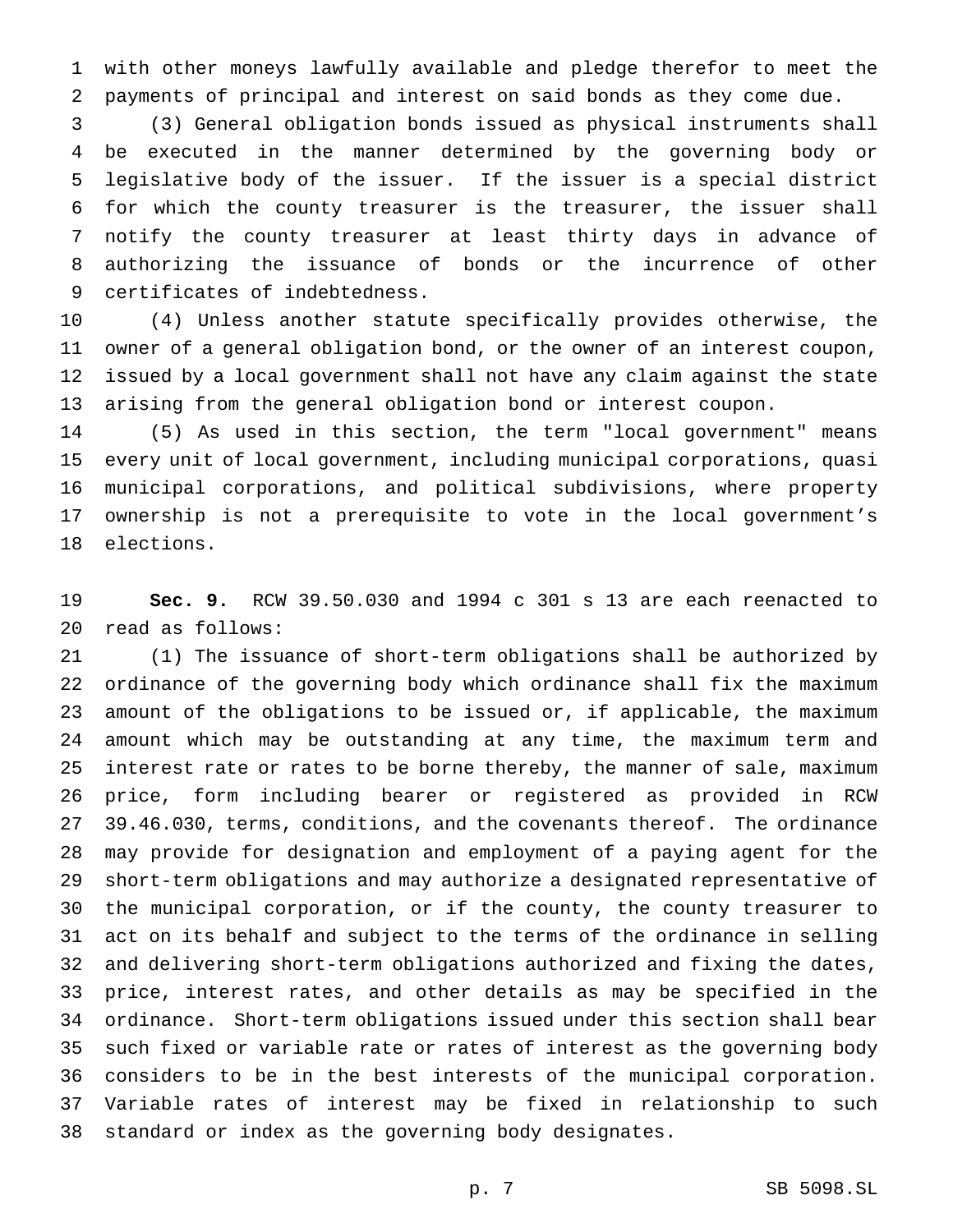with other moneys lawfully available and pledge therefor to meet the payments of principal and interest on said bonds as they come due.

(3) General obligation bonds issued as physical instruments shall be executed in the manner determined by the governing body or legislative body of the issuer. If the issuer is a special district for which the county treasurer is the treasurer, the issuer shall notify the county treasurer at least thirty days in advance of authorizing the issuance of bonds or the incurrence of other certificates of indebtedness.

(4) Unless another statute specifically provides otherwise, the owner of a general obligation bond, or the owner of an interest coupon, issued by a local government shall not have any claim against the state arising from the general obligation bond or interest coupon.

(5) As used in this section, the term "local government" means every unit of local government, including municipal corporations, quasi municipal corporations, and political subdivisions, where property ownership is not a prerequisite to vote in the local government's elections.

**Sec. 9.** RCW 39.50.030 and 1994 c 301 s 13 are each reenacted to read as follows:

(1) The issuance of short-term obligations shall be authorized by ordinance of the governing body which ordinance shall fix the maximum amount of the obligations to be issued or, if applicable, the maximum amount which may be outstanding at any time, the maximum term and interest rate or rates to be borne thereby, the manner of sale, maximum price, form including bearer or registered as provided in RCW 39.46.030, terms, conditions, and the covenants thereof. The ordinance may provide for designation and employment of a paying agent for the short-term obligations and may authorize a designated representative of the municipal corporation, or if the county, the county treasurer to act on its behalf and subject to the terms of the ordinance in selling and delivering short-term obligations authorized and fixing the dates, price, interest rates, and other details as may be specified in the ordinance. Short-term obligations issued under this section shall bear such fixed or variable rate or rates of interest as the governing body considers to be in the best interests of the municipal corporation. Variable rates of interest may be fixed in relationship to such standard or index as the governing body designates.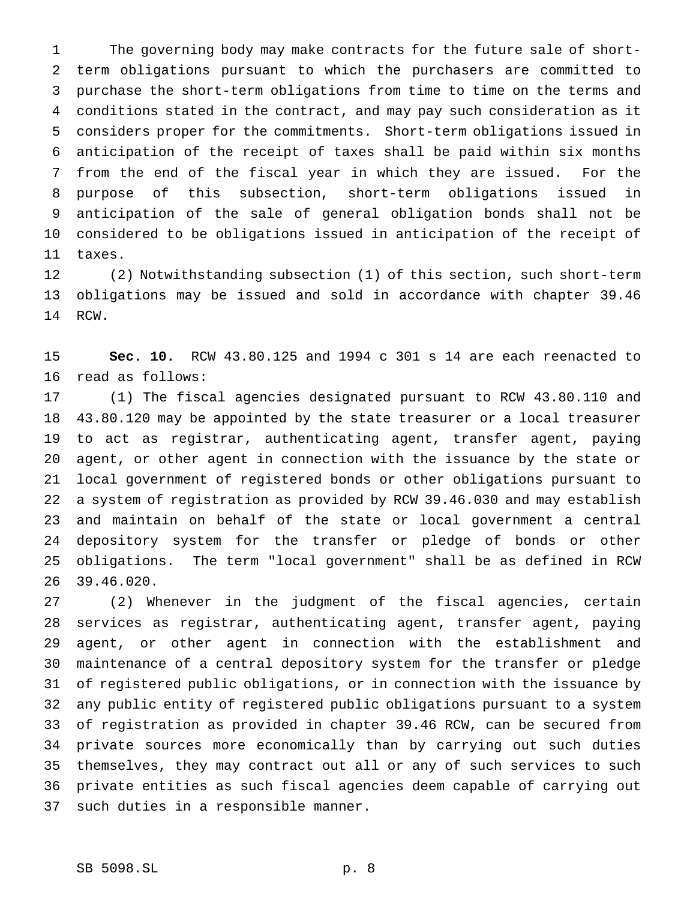The governing body may make contracts for the future sale of short-term obligations pursuant to which the purchasers are committed to purchase the short-term obligations from time to time on the terms and conditions stated in the contract, and may pay such consideration as it considers proper for the commitments. Short-term obligations issued in anticipation of the receipt of taxes shall be paid within six months from the end of the fiscal year in which they are issued. For the purpose of this subsection, short-term obligations issued in anticipation of the sale of general obligation bonds shall not be considered to be obligations issued in anticipation of the receipt of taxes.

(2) Notwithstanding subsection (1) of this section, such short-term obligations may be issued and sold in accordance with chapter 39.46 RCW.

**Sec. 10.** RCW 43.80.125 and 1994 c 301 s 14 are each reenacted to read as follows:

(1) The fiscal agencies designated pursuant to RCW 43.80.110 and 43.80.120 may be appointed by the state treasurer or a local treasurer to act as registrar, authenticating agent, transfer agent, paying agent, or other agent in connection with the issuance by the state or local government of registered bonds or other obligations pursuant to a system of registration as provided by RCW 39.46.030 and may establish and maintain on behalf of the state or local government a central depository system for the transfer or pledge of bonds or other obligations. The term "local government" shall be as defined in RCW 39.46.020.

(2) Whenever in the judgment of the fiscal agencies, certain services as registrar, authenticating agent, transfer agent, paying agent, or other agent in connection with the establishment and maintenance of a central depository system for the transfer or pledge of registered public obligations, or in connection with the issuance by any public entity of registered public obligations pursuant to a system of registration as provided in chapter 39.46 RCW, can be secured from private sources more economically than by carrying out such duties themselves, they may contract out all or any of such services to such private entities as such fiscal agencies deem capable of carrying out such duties in a responsible manner.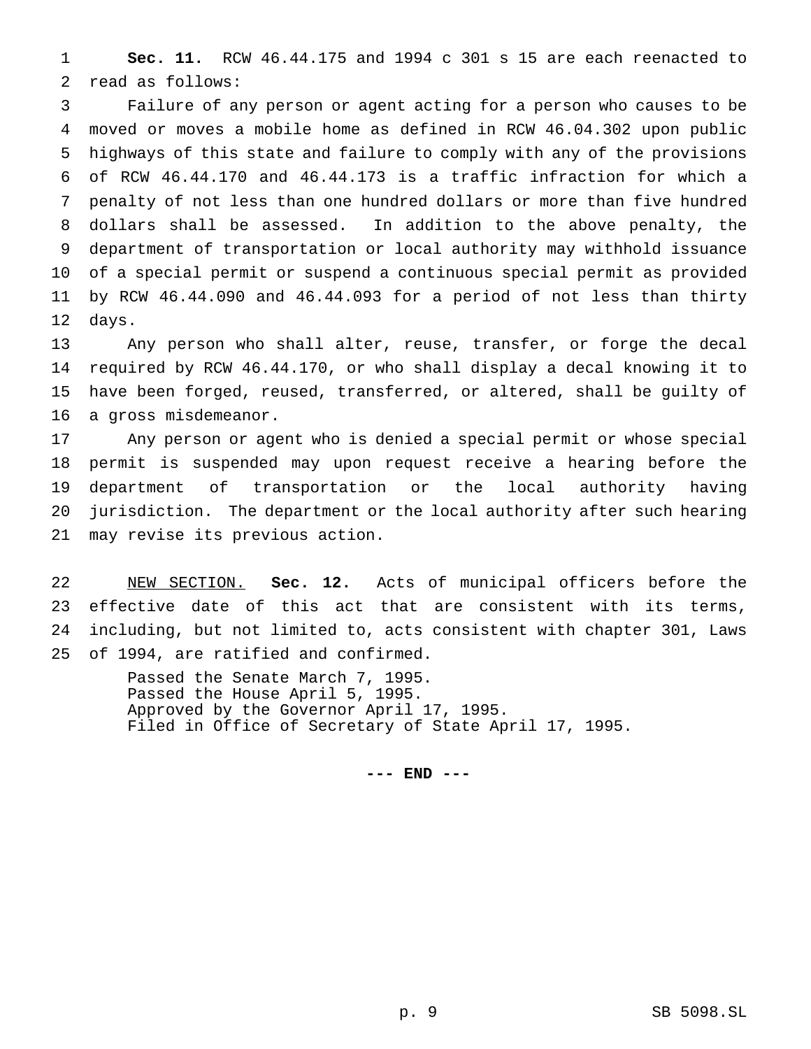**Sec. 11.** RCW 46.44.175 and 1994 c 301 s 15 are each reenacted to read as follows:

Failure of any person or agent acting for a person who causes to be moved or moves a mobile home as defined in RCW 46.04.302 upon public highways of this state and failure to comply with any of the provisions of RCW 46.44.170 and 46.44.173 is a traffic infraction for which a penalty of not less than one hundred dollars or more than five hundred dollars shall be assessed. In addition to the above penalty, the department of transportation or local authority may withhold issuance of a special permit or suspend a continuous special permit as provided by RCW 46.44.090 and 46.44.093 for a period of not less than thirty days.

Any person who shall alter, reuse, transfer, or forge the decal required by RCW 46.44.170, or who shall display a decal knowing it to have been forged, reused, transferred, or altered, shall be guilty of a gross misdemeanor.

Any person or agent who is denied a special permit or whose special permit is suspended may upon request receive a hearing before the department of transportation or the local authority having jurisdiction. The department or the local authority after such hearing may revise its previous action.

NEW SECTION. **Sec. 12.** Acts of municipal officers before the effective date of this act that are consistent with its terms, including, but not limited to, acts consistent with chapter 301, Laws of 1994, are ratified and confirmed.

Passed the Senate March 7, 1995.
Passed the House April 5, 1995.
Approved by the Governor April 17, 1995.
Filed in Office of Secretary of State April 17, 1995.

**--- END ---**